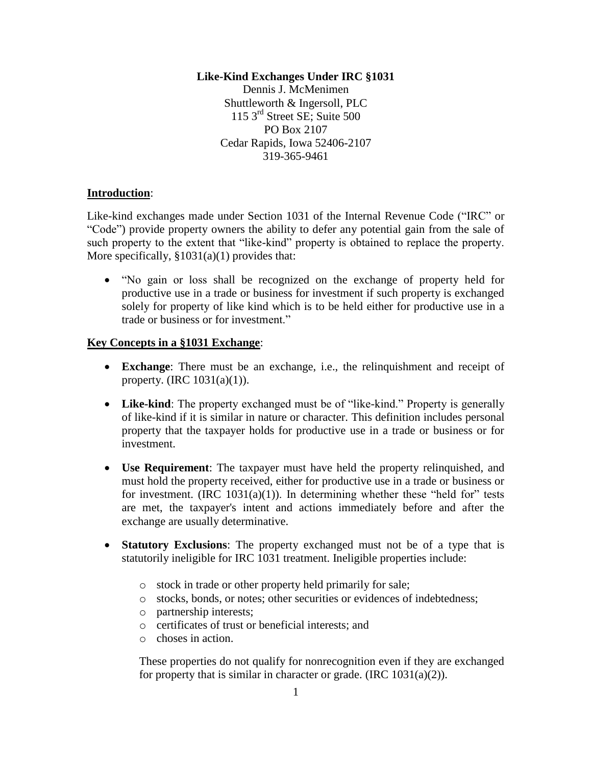**Like-Kind Exchanges Under IRC §1031**

Dennis J. McMenimen
Shuttleworth & Ingersoll, PLC
115 3rd Street SE; Suite 500
PO Box 2107
Cedar Rapids, Iowa 52406-2107
319-365-9461

**Introduction**:

Like-kind exchanges made under Section 1031 of the Internal Revenue Code ("IRC" or "Code") provide property owners the ability to defer any potential gain from the sale of such property to the extent that "like-kind" property is obtained to replace the property. More specifically, §1031(a)(1) provides that:

- "No gain or loss shall be recognized on the exchange of property held for productive use in a trade or business for investment if such property is exchanged solely for property of like kind which is to be held either for productive use in a trade or business or for investment."

**Key Concepts in a §1031 Exchange**:

- **Exchange**: There must be an exchange, i.e., the relinquishment and receipt of property. (IRC 1031(a)(1)).
- **Like-kind**: The property exchanged must be of "like-kind." Property is generally of like-kind if it is similar in nature or character. This definition includes personal property that the taxpayer holds for productive use in a trade or business or for investment.
- **Use Requirement**: The taxpayer must have held the property relinquished, and must hold the property received, either for productive use in a trade or business or for investment. (IRC 1031(a)(1)). In determining whether these "held for" tests are met, the taxpayer's intent and actions immediately before and after the exchange are usually determinative.
- **Statutory Exclusions**: The property exchanged must not be of a type that is statutorily ineligible for IRC 1031 treatment. Ineligible properties include:
  - stock in trade or other property held primarily for sale;
  - stocks, bonds, or notes; other securities or evidences of indebtedness;
  - partnership interests;
  - certificates of trust or beneficial interests; and
  - choses in action.

  These properties do not qualify for nonrecognition even if they are exchanged for property that is similar in character or grade. (IRC 1031(a)(2)).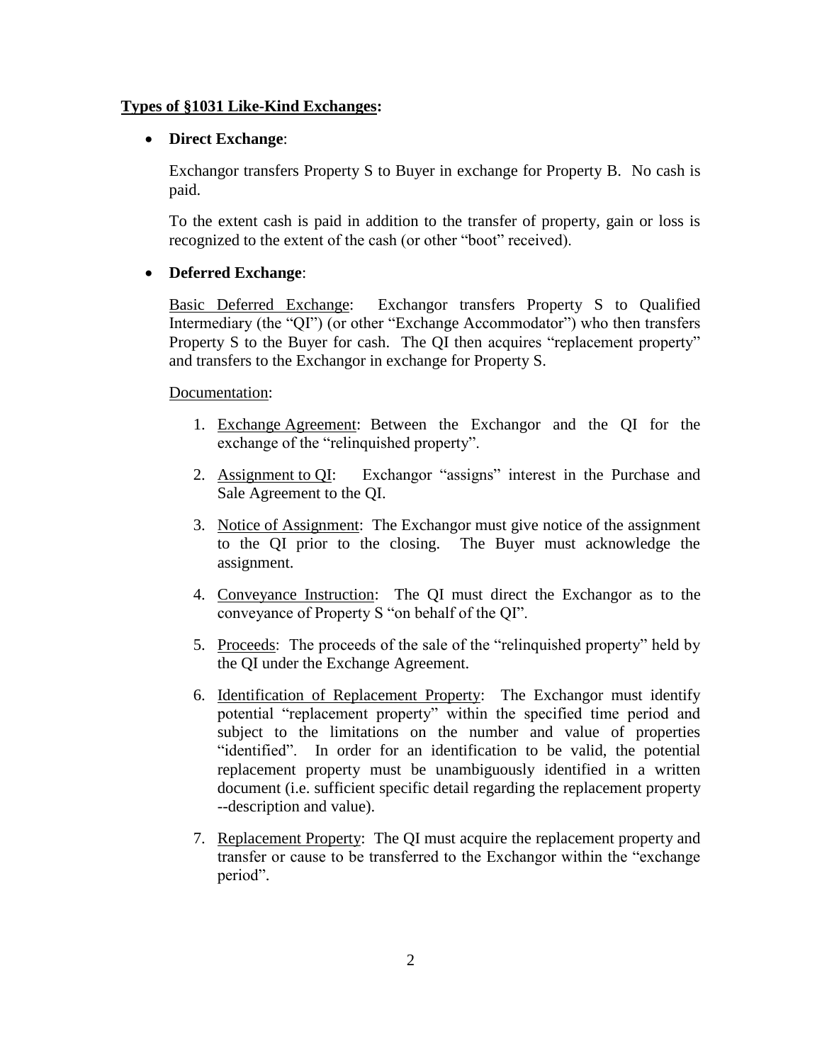**<u>Types of §1031 Like-Kind Exchanges</u>:**

- **Direct Exchange**:

  Exchangor transfers Property S to Buyer in exchange for Property B. No cash is paid.

  To the extent cash is paid in addition to the transfer of property, gain or loss is recognized to the extent of the cash (or other "boot" received).

- **Deferred Exchange**:

  <u>Basic Deferred Exchange</u>: Exchangor transfers Property S to Qualified Intermediary (the "QI") (or other "Exchange Accommodator") who then transfers Property S to the Buyer for cash. The QI then acquires "replacement property" and transfers to the Exchangor in exchange for Property S.

  <u>Documentation</u>:

  1. <u>Exchange Agreement</u>: Between the Exchangor and the QI for the exchange of the "relinquished property".
  2. <u>Assignment to QI</u>: Exchangor "assigns" interest in the Purchase and Sale Agreement to the QI.
  3. <u>Notice of Assignment</u>: The Exchangor must give notice of the assignment to the QI prior to the closing. The Buyer must acknowledge the assignment.
  4. <u>Conveyance Instruction</u>: The QI must direct the Exchangor as to the conveyance of Property S "on behalf of the QI".
  5. <u>Proceeds</u>: The proceeds of the sale of the "relinquished property" held by the QI under the Exchange Agreement.
  6. <u>Identification of Replacement Property</u>: The Exchangor must identify potential "replacement property" within the specified time period and subject to the limitations on the number and value of properties "identified". In order for an identification to be valid, the potential replacement property must be unambiguously identified in a written document (i.e. sufficient specific detail regarding the replacement property --description and value).
  7. <u>Replacement Property</u>: The QI must acquire the replacement property and transfer or cause to be transferred to the Exchangor within the "exchange period".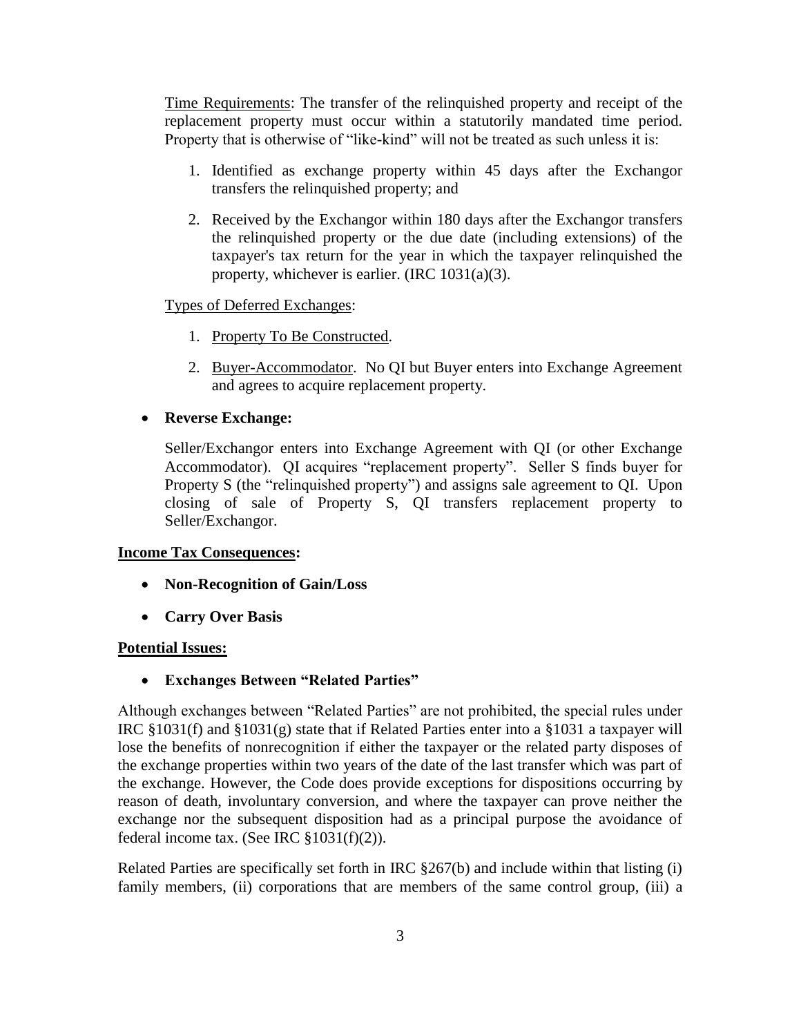Time Requirements: The transfer of the relinquished property and receipt of the replacement property must occur within a statutorily mandated time period. Property that is otherwise of "like-kind" will not be treated as such unless it is:

1. Identified as exchange property within 45 days after the Exchangor transfers the relinquished property; and
2. Received by the Exchangor within 180 days after the Exchangor transfers the relinquished property or the due date (including extensions) of the taxpayer's tax return for the year in which the taxpayer relinquished the property, whichever is earlier. (IRC 1031(a)(3).

Types of Deferred Exchanges:

1. Property To Be Constructed.
2. Buyer-Accommodator. No QI but Buyer enters into Exchange Agreement and agrees to acquire replacement property.

- **Reverse Exchange:**

  Seller/Exchangor enters into Exchange Agreement with QI (or other Exchange Accommodator). QI acquires "replacement property". Seller S finds buyer for Property S (the "relinquished property") and assigns sale agreement to QI. Upon closing of sale of Property S, QI transfers replacement property to Seller/Exchangor.

**Income Tax Consequences:**

- **Non-Recognition of Gain/Loss**
- **Carry Over Basis**

**Potential Issues:**

- **Exchanges Between "Related Parties"**

Although exchanges between "Related Parties" are not prohibited, the special rules under IRC §1031(f) and §1031(g) state that if Related Parties enter into a §1031 a taxpayer will lose the benefits of nonrecognition if either the taxpayer or the related party disposes of the exchange properties within two years of the date of the last transfer which was part of the exchange. However, the Code does provide exceptions for dispositions occurring by reason of death, involuntary conversion, and where the taxpayer can prove neither the exchange nor the subsequent disposition had as a principal purpose the avoidance of federal income tax. (See IRC §1031(f)(2)).

Related Parties are specifically set forth in IRC §267(b) and include within that listing (i) family members, (ii) corporations that are members of the same control group, (iii) a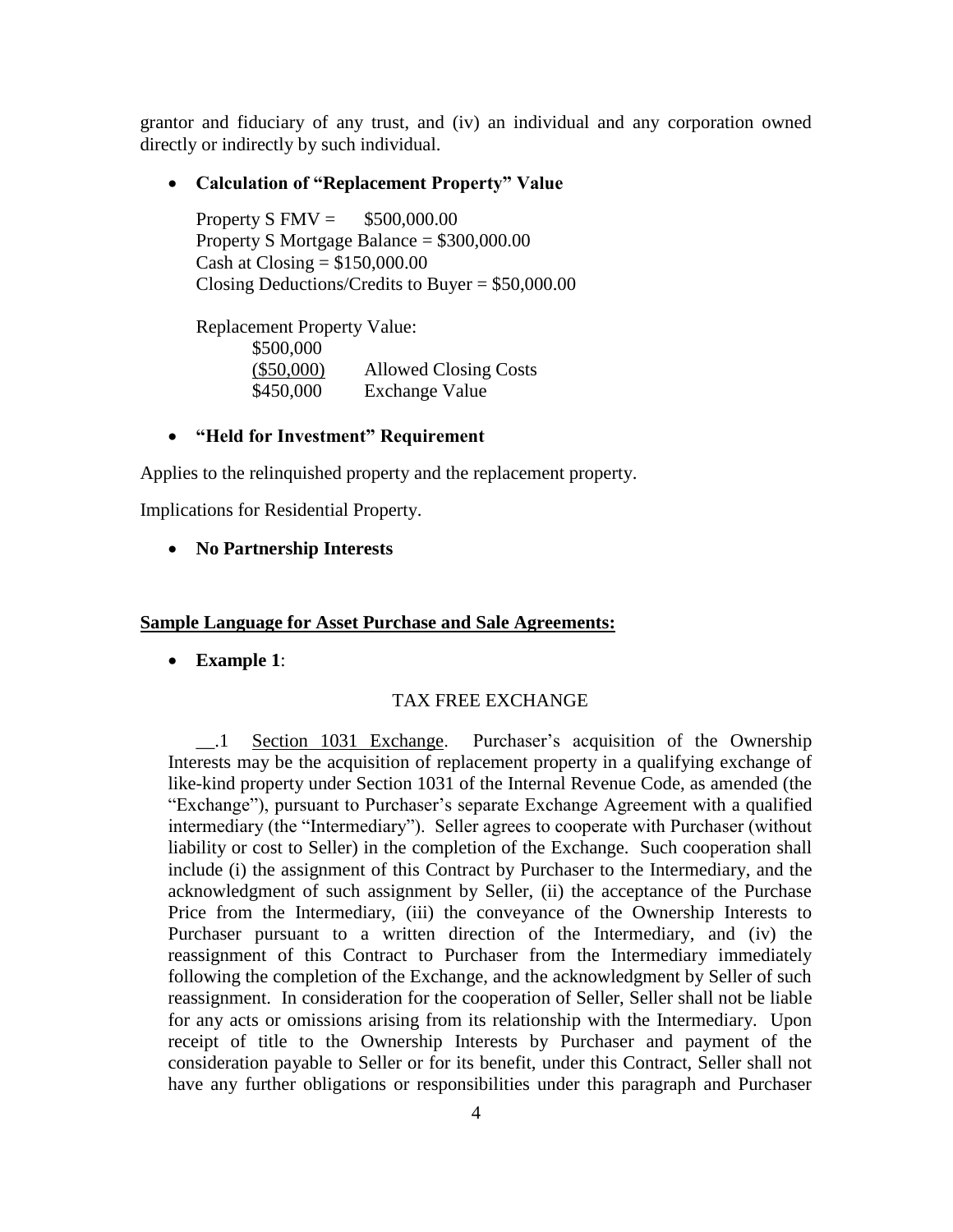grantor and fiduciary of any trust, and (iv) an individual and any corporation owned directly or indirectly by such individual.

- **Calculation of "Replacement Property" Value**

  Property S FMV = $500,000.00
  Property S Mortgage Balance = $300,000.00
  Cash at Closing = $150,000.00
  Closing Deductions/Credits to Buyer = $50,000.00

  Replacement Property Value:

  | | |
  |---|---|
  | $500,000 | |
  | ($50,000) | Allowed Closing Costs |
  | $450,000 | Exchange Value |

- **"Held for Investment" Requirement**

Applies to the relinquished property and the replacement property.

Implications for Residential Property.

- **No Partnership Interests**

**Sample Language for Asset Purchase and Sale Agreements:**

- **Example 1**:

TAX FREE EXCHANGE

__.1 Section 1031 Exchange. Purchaser's acquisition of the Ownership Interests may be the acquisition of replacement property in a qualifying exchange of like-kind property under Section 1031 of the Internal Revenue Code, as amended (the "Exchange"), pursuant to Purchaser's separate Exchange Agreement with a qualified intermediary (the "Intermediary"). Seller agrees to cooperate with Purchaser (without liability or cost to Seller) in the completion of the Exchange. Such cooperation shall include (i) the assignment of this Contract by Purchaser to the Intermediary, and the acknowledgment of such assignment by Seller, (ii) the acceptance of the Purchase Price from the Intermediary, (iii) the conveyance of the Ownership Interests to Purchaser pursuant to a written direction of the Intermediary, and (iv) the reassignment of this Contract to Purchaser from the Intermediary immediately following the completion of the Exchange, and the acknowledgment by Seller of such reassignment. In consideration for the cooperation of Seller, Seller shall not be liable for any acts or omissions arising from its relationship with the Intermediary. Upon receipt of title to the Ownership Interests by Purchaser and payment of the consideration payable to Seller or for its benefit, under this Contract, Seller shall not have any further obligations or responsibilities under this paragraph and Purchaser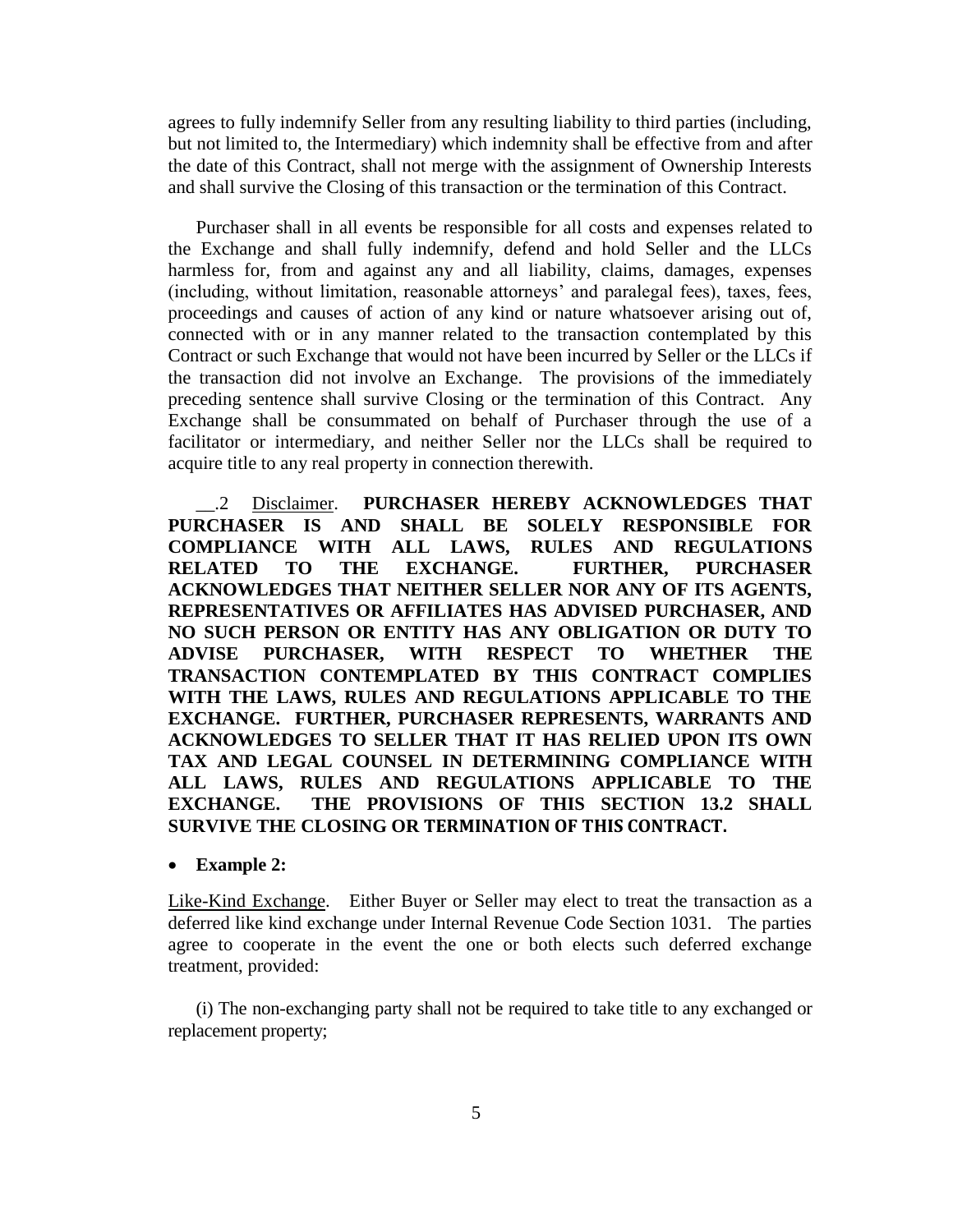agrees to fully indemnify Seller from any resulting liability to third parties (including, but not limited to, the Intermediary) which indemnity shall be effective from and after the date of this Contract, shall not merge with the assignment of Ownership Interests and shall survive the Closing of this transaction or the termination of this Contract.

Purchaser shall in all events be responsible for all costs and expenses related to the Exchange and shall fully indemnify, defend and hold Seller and the LLCs harmless for, from and against any and all liability, claims, damages, expenses (including, without limitation, reasonable attorneys' and paralegal fees), taxes, fees, proceedings and causes of action of any kind or nature whatsoever arising out of, connected with or in any manner related to the transaction contemplated by this Contract or such Exchange that would not have been incurred by Seller or the LLCs if the transaction did not involve an Exchange. The provisions of the immediately preceding sentence shall survive Closing or the termination of this Contract. Any Exchange shall be consummated on behalf of Purchaser through the use of a facilitator or intermediary, and neither Seller nor the LLCs shall be required to acquire title to any real property in connection therewith.

__.2 Disclaimer. **PURCHASER HEREBY ACKNOWLEDGES THAT PURCHASER IS AND SHALL BE SOLELY RESPONSIBLE FOR COMPLIANCE WITH ALL LAWS, RULES AND REGULATIONS RELATED TO THE EXCHANGE. FURTHER, PURCHASER ACKNOWLEDGES THAT NEITHER SELLER NOR ANY OF ITS AGENTS, REPRESENTATIVES OR AFFILIATES HAS ADVISED PURCHASER, AND NO SUCH PERSON OR ENTITY HAS ANY OBLIGATION OR DUTY TO ADVISE PURCHASER, WITH RESPECT TO WHETHER THE TRANSACTION CONTEMPLATED BY THIS CONTRACT COMPLIES WITH THE LAWS, RULES AND REGULATIONS APPLICABLE TO THE EXCHANGE. FURTHER, PURCHASER REPRESENTS, WARRANTS AND ACKNOWLEDGES TO SELLER THAT IT HAS RELIED UPON ITS OWN TAX AND LEGAL COUNSEL IN DETERMINING COMPLIANCE WITH ALL LAWS, RULES AND REGULATIONS APPLICABLE TO THE EXCHANGE. THE PROVISIONS OF THIS SECTION 13.2 SHALL SURVIVE THE CLOSING OR TERMINATION OF THIS CONTRACT.**

- **Example 2:**

Like-Kind Exchange. Either Buyer or Seller may elect to treat the transaction as a deferred like kind exchange under Internal Revenue Code Section 1031. The parties agree to cooperate in the event the one or both elects such deferred exchange treatment, provided:

(i) The non-exchanging party shall not be required to take title to any exchanged or replacement property;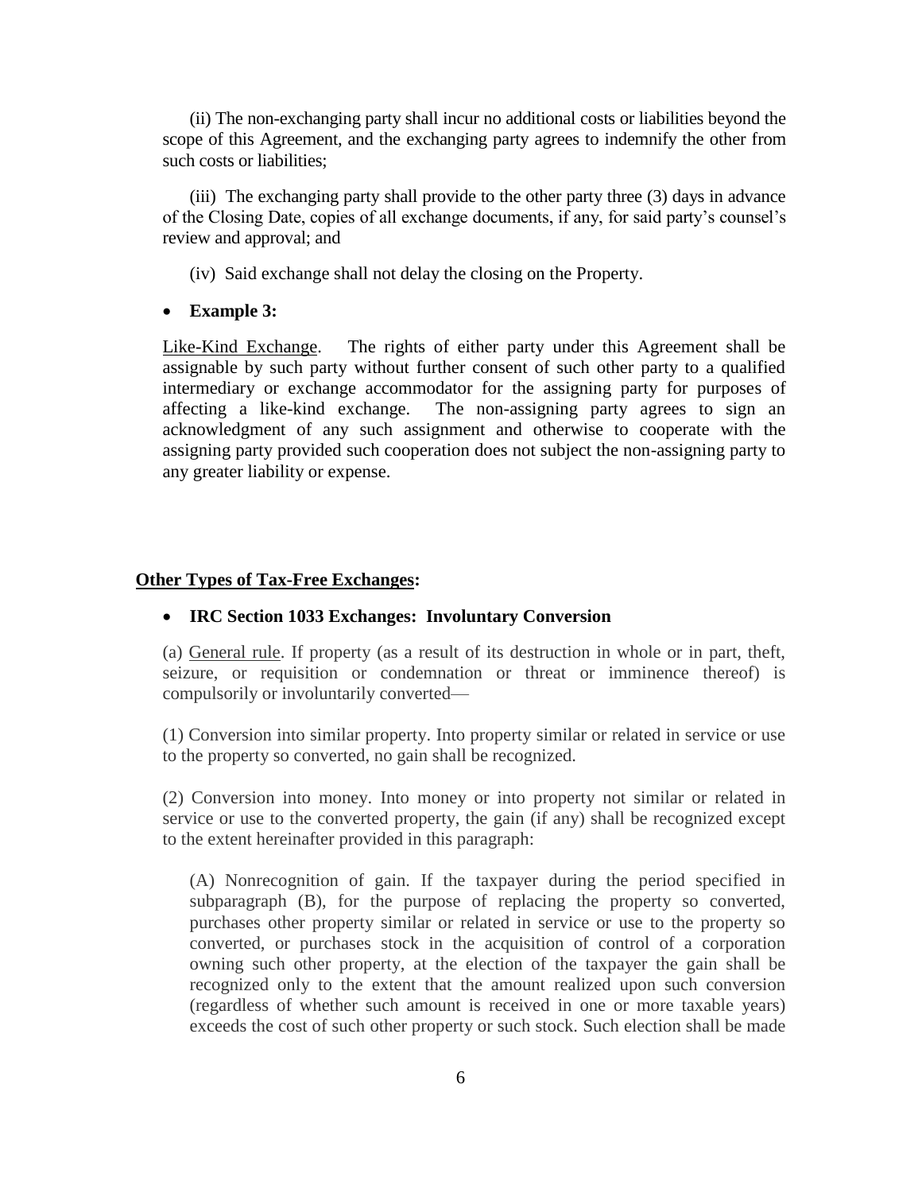(ii) The non-exchanging party shall incur no additional costs or liabilities beyond the scope of this Agreement, and the exchanging party agrees to indemnify the other from such costs or liabilities;

(iii) The exchanging party shall provide to the other party three (3) days in advance of the Closing Date, copies of all exchange documents, if any, for said party's counsel's review and approval; and

(iv) Said exchange shall not delay the closing on the Property.

- **Example 3:**

Like-Kind Exchange. The rights of either party under this Agreement shall be assignable by such party without further consent of such other party to a qualified intermediary or exchange accommodator for the assigning party for purposes of affecting a like-kind exchange. The non-assigning party agrees to sign an acknowledgment of any such assignment and otherwise to cooperate with the assigning party provided such cooperation does not subject the non-assigning party to any greater liability or expense.

**Other Types of Tax-Free Exchanges:**

- **IRC Section 1033 Exchanges: Involuntary Conversion**

(a) General rule. If property (as a result of its destruction in whole or in part, theft, seizure, or requisition or condemnation or threat or imminence thereof) is compulsorily or involuntarily converted—

(1) Conversion into similar property. Into property similar or related in service or use to the property so converted, no gain shall be recognized.

(2) Conversion into money. Into money or into property not similar or related in service or use to the converted property, the gain (if any) shall be recognized except to the extent hereinafter provided in this paragraph:

(A) Nonrecognition of gain. If the taxpayer during the period specified in subparagraph (B), for the purpose of replacing the property so converted, purchases other property similar or related in service or use to the property so converted, or purchases stock in the acquisition of control of a corporation owning such other property, at the election of the taxpayer the gain shall be recognized only to the extent that the amount realized upon such conversion (regardless of whether such amount is received in one or more taxable years) exceeds the cost of such other property or such stock. Such election shall be made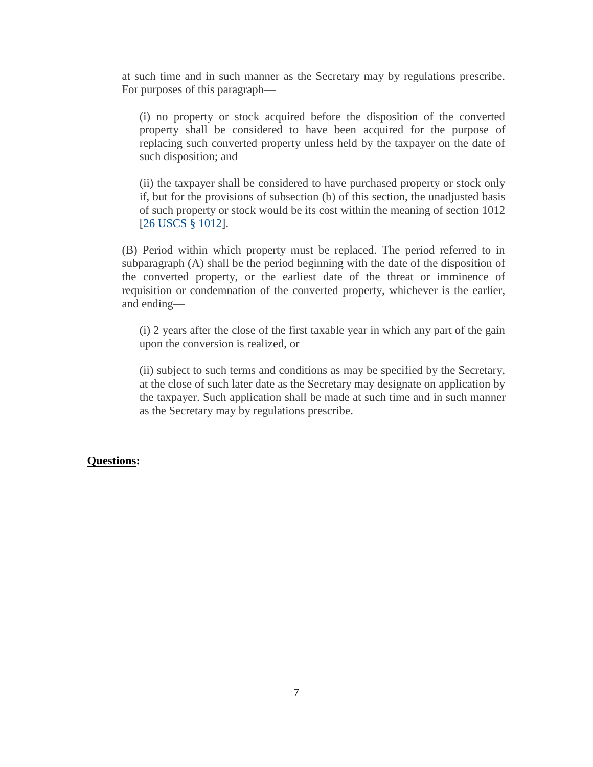at such time and in such manner as the Secretary may by regulations prescribe. For purposes of this paragraph—

> (i) no property or stock acquired before the disposition of the converted property shall be considered to have been acquired for the purpose of replacing such converted property unless held by the taxpayer on the date of such disposition; and
>
> (ii) the taxpayer shall be considered to have purchased property or stock only if, but for the provisions of subsection (b) of this section, the unadjusted basis of such property or stock would be its cost within the meaning of section 1012 [26 USCS § 1012].

(B) Period within which property must be replaced. The period referred to in subparagraph (A) shall be the period beginning with the date of the disposition of the converted property, or the earliest date of the threat or imminence of requisition or condemnation of the converted property, whichever is the earlier, and ending—

> (i) 2 years after the close of the first taxable year in which any part of the gain upon the conversion is realized, or
>
> (ii) subject to such terms and conditions as may be specified by the Secretary, at the close of such later date as the Secretary may designate on application by the taxpayer. Such application shall be made at such time and in such manner as the Secretary may by regulations prescribe.

**Questions:**